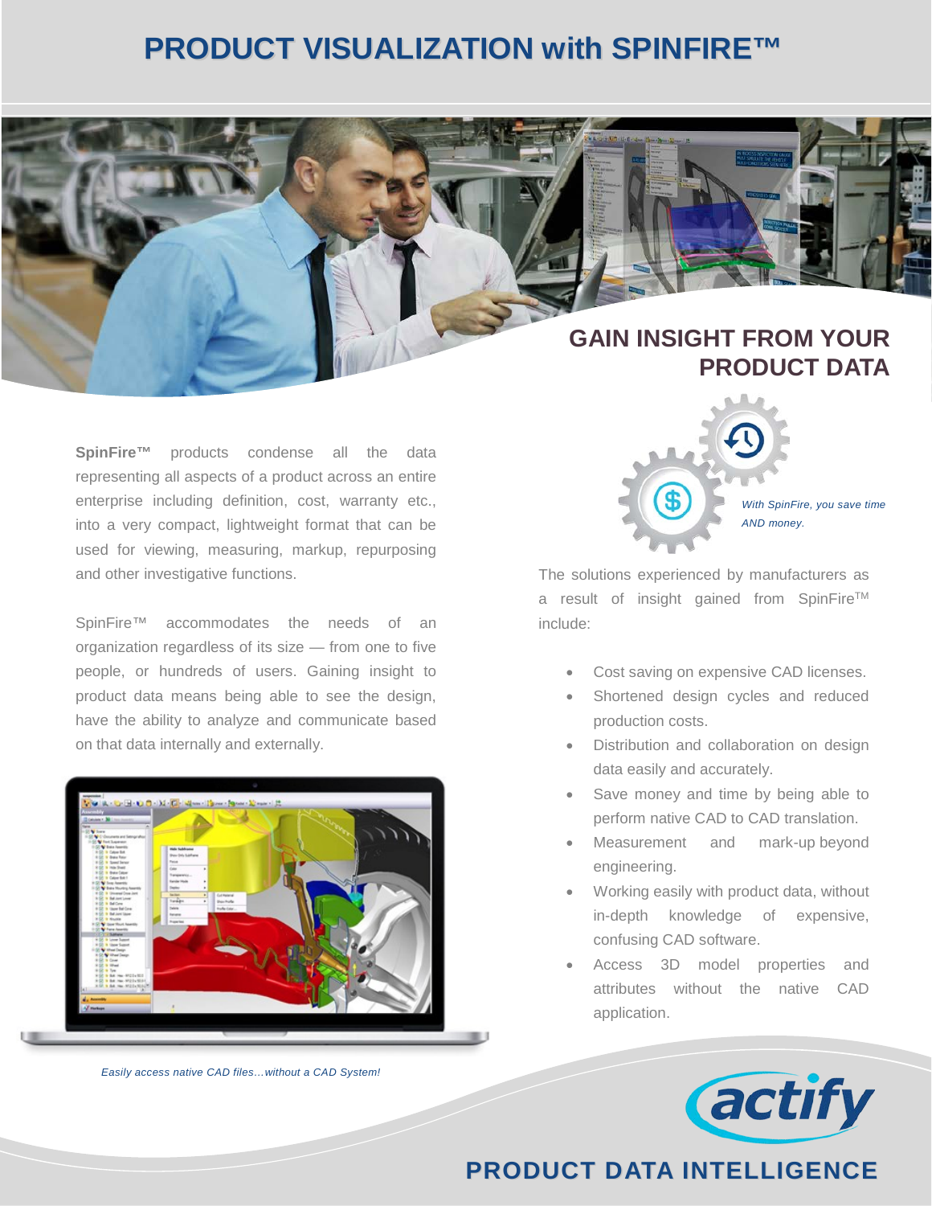# PRODUCT VISUALIZATION with SPINFIRE™

## GAIN INSIGHT FROM YOUR PRODUCT DATA

**SpinFire™** products condense all the data representing all aspects of a product across an entire enterprise including definition, cost, warranty etc., into a very compact, lightweight format that can be used for viewing, measuring, markup, repurposing and other investigative functions.

SpinFire™ accommodates the needs of an organization regardless of its size — from one to five people, or hundreds of users. Gaining insight to product data means being able to see the design, have the ability to analyze and communicate based on that data internally and externally.

*Easily access native CAD files…without a CAD System!*

*With SpinFire, you save time AND money.*

The solutions experienced by manufacturers as a result of insight gained from SpinFire™ include:

- Cost saving on expensive CAD licenses.
- Shortened design cycles and reduced production costs.
- Distribution and collaboration on design data easily and accurately.
- Save money and time by being able to perform native CAD to CAD translation.
- Measurement and mark-up beyond engineering.
- Working easily with product data, without in-depth knowledge of expensive, confusing CAD software.
- Access 3D model properties and attributes without the native CAD application.

actify

**PRODUCT DATA INTELLIGENCE**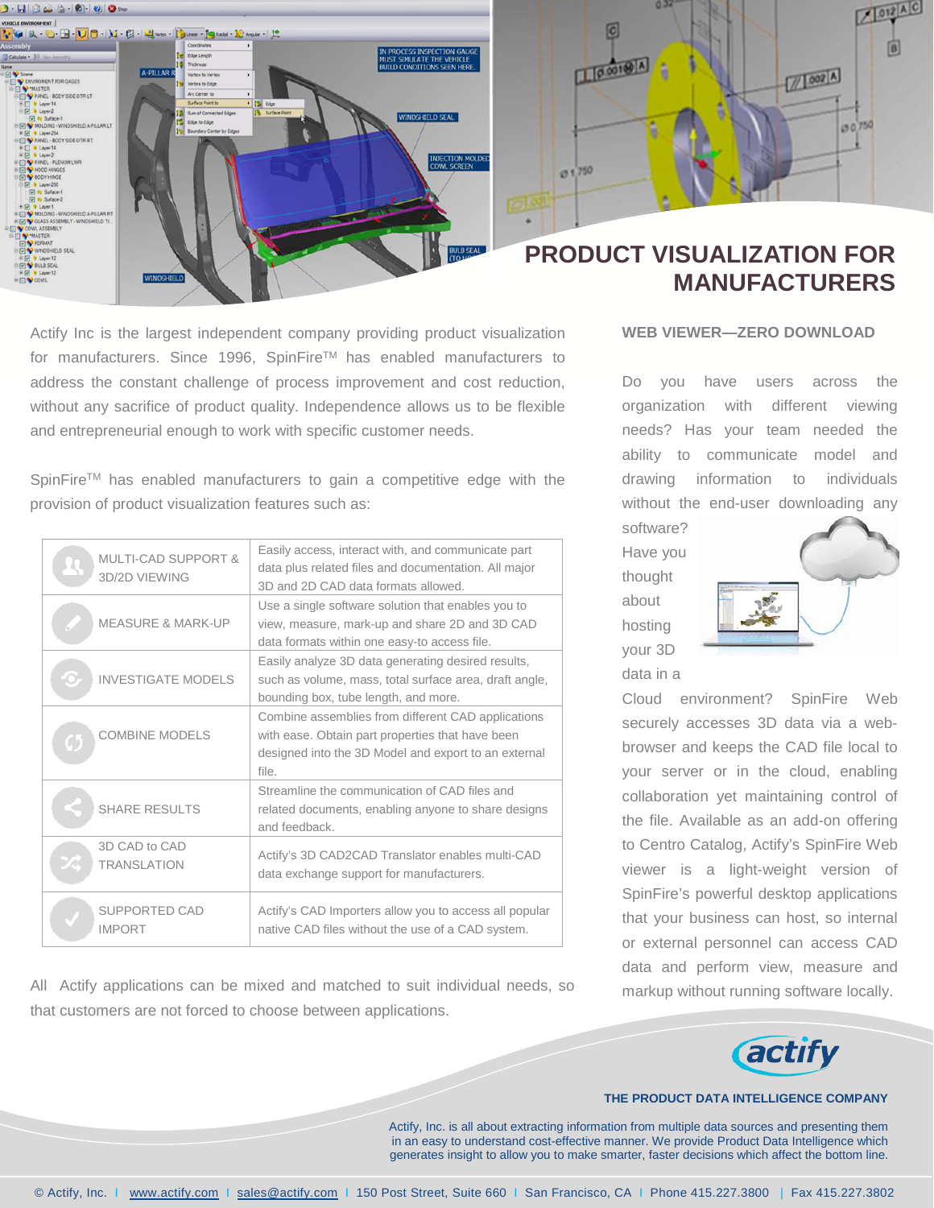# PRODUCT VISUALIZATION FOR MANUFACTURERS

Actify Inc is the largest independent company providing product visualization for manufacturers. Since 1996, SpinFire™ has enabled manufacturers to address the constant challenge of process improvement and cost reduction, without any sacrifice of product quality. Independence allows us to be flexible and entrepreneurial enough to work with specific customer needs.

SpinFire™ has enabled manufacturers to gain a competitive edge with the provision of product visualization features such as:

| | |
|---|---|
| MULTI-CAD SUPPORT & 3D/2D VIEWING | Easily access, interact with, and communicate part data plus related files and documentation. All major 3D and 2D CAD data formats allowed. |
| MEASURE & MARK-UP | Use a single software solution that enables you to view, measure, mark-up and share 2D and 3D CAD data formats within one easy-to access file. |
| INVESTIGATE MODELS | Easily analyze 3D data generating desired results, such as volume, mass, total surface area, draft angle, bounding box, tube length, and more. |
| COMBINE MODELS | Combine assemblies from different CAD applications with ease. Obtain part properties that have been designed into the 3D Model and export to an external file. |
| SHARE RESULTS | Streamline the communication of CAD files and related documents, enabling anyone to share designs and feedback. |
| 3D CAD to CAD TRANSLATION | Actify's 3D CAD2CAD Translator enables multi-CAD data exchange support for manufacturers. |
| SUPPORTED CAD IMPORT | Actify's CAD Importers allow you to access all popular native CAD files without the use of a CAD system. |

All Actify applications can be mixed and matched to suit individual needs, so that customers are not forced to choose between applications.

## WEB VIEWER—ZERO DOWNLOAD

Do you have users across the organization with different viewing needs? Has your team needed the ability to communicate model and drawing information to individuals without the end-user downloading any software? Have you thought about hosting your 3D data in a Cloud environment? SpinFire Web securely accesses 3D data via a web-browser and keeps the CAD file local to your server or in the cloud, enabling collaboration yet maintaining control of the file. Available as an add-on offering to Centro Catalog, Actify's SpinFire Web viewer is a light-weight version of SpinFire's powerful desktop applications that your business can host, so internal or external personnel can access CAD data and perform view, measure and markup without running software locally.

actify

**THE PRODUCT DATA INTELLIGENCE COMPANY**

Actify, Inc. is all about extracting information from multiple data sources and presenting them in an easy to understand cost-effective manner. We provide Product Data Intelligence which generates insight to allow you to make smarter, faster decisions which affect the bottom line.

© Actify, Inc. | www.actify.com | sales@actify.com | 150 Post Street, Suite 660 | San Francisco, CA | Phone 415.227.3800 | Fax 415.227.3802